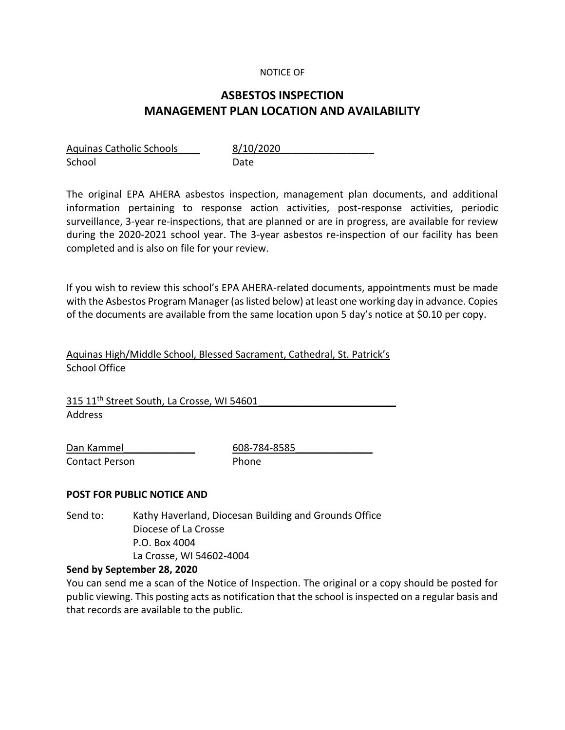NOTICE OF

# ASBESTOS INSPECTION
# MANAGEMENT PLAN LOCATION AND AVAILABILITY

Aquinas Catholic Schools____ 8/10/2020________________
School Date

The original EPA AHERA asbestos inspection, management plan documents, and additional information pertaining to response action activities, post-response activities, periodic surveillance, 3-year re-inspections, that are planned or are in progress, are available for review during the 2020-2021 school year. The 3-year asbestos re-inspection of our facility has been completed and is also on file for your review.

If you wish to review this school's EPA AHERA-related documents, appointments must be made with the Asbestos Program Manager (as listed below) at least one working day in advance. Copies of the documents are available from the same location upon 5 day's notice at $0.10 per copy.

Aquinas High/Middle School, Blessed Sacrament, Cathedral, St. Patrick's
School Office

315 11th Street South, La Crosse, WI 54601________________________
Address

Dan Kammel____________ 608-784-8585_____________
Contact Person Phone

**POST FOR PUBLIC NOTICE AND**

Send to: Kathy Haverland, Diocesan Building and Grounds Office
Diocese of La Crosse
P.O. Box 4004
La Crosse, WI 54602-4004

**Send by September 28, 2020**

You can send me a scan of the Notice of Inspection. The original or a copy should be posted for public viewing. This posting acts as notification that the school is inspected on a regular basis and that records are available to the public.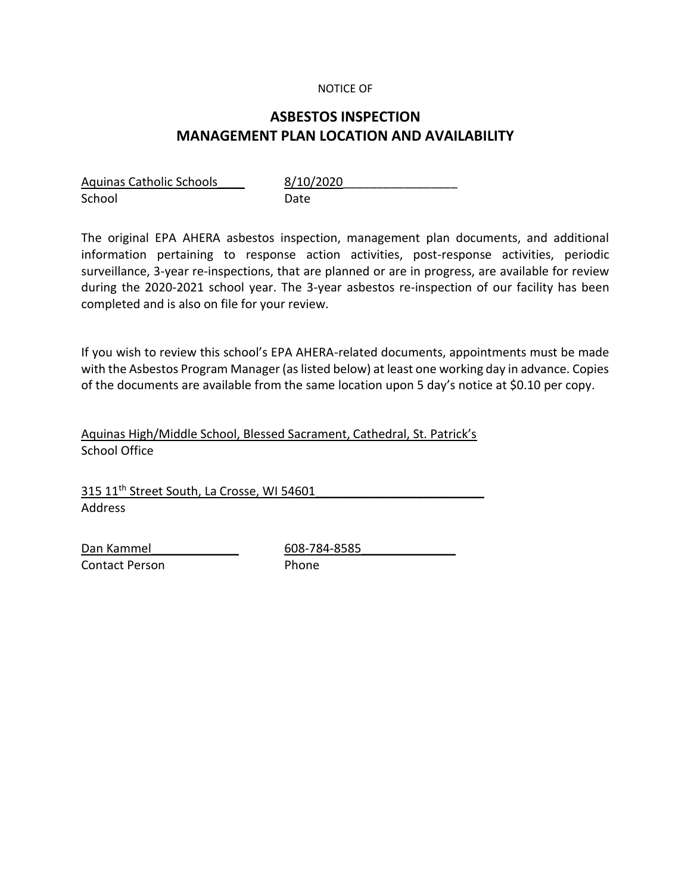NOTICE OF

## ASBESTOS INSPECTION
## MANAGEMENT PLAN LOCATION AND AVAILABILITY

Aquinas Catholic Schools____ &nbsp;&nbsp;&nbsp;&nbsp; 8/10/2020_________________
School &nbsp;&nbsp;&nbsp;&nbsp; Date

The original EPA AHERA asbestos inspection, management plan documents, and additional information pertaining to response action activities, post-response activities, periodic surveillance, 3-year re-inspections, that are planned or are in progress, are available for review during the 2020-2021 school year. The 3-year asbestos re-inspection of our facility has been completed and is also on file for your review.

If you wish to review this school's EPA AHERA-related documents, appointments must be made with the Asbestos Program Manager (as listed below) at least one working day in advance. Copies of the documents are available from the same location upon 5 day's notice at $0.10 per copy.

Aquinas High/Middle School, Blessed Sacrament, Cathedral, St. Patrick's
School Office

315 11th Street South, La Crosse, WI 54601_________________________
Address

Dan Kammel_____________ &nbsp;&nbsp;&nbsp;&nbsp; 608-784-8585______________
Contact Person &nbsp;&nbsp;&nbsp;&nbsp; Phone